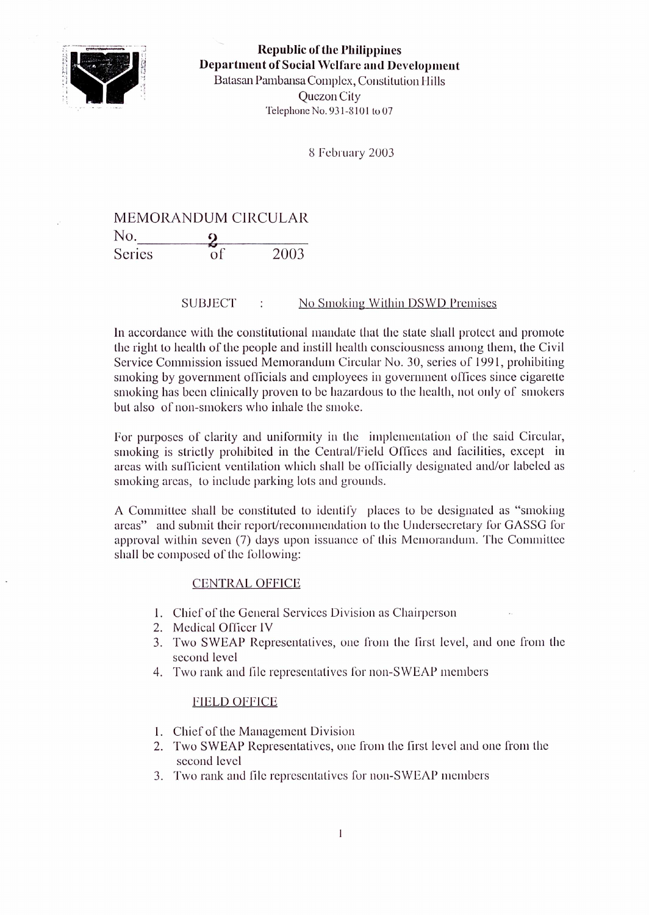**Republic of the Philippines**
**Department of Social Welfare and Development**
Batasan Pambansa Complex, Constitution Hills
Quezon City
Telephone No. 931-8101 to 07

8 February 2003

MEMORANDUM CIRCULAR
No. 2
Series of 2003

SUBJECT : No Smoking Within DSWD Premises

In accordance with the constitutional mandate that the state shall protect and promote the right to health of the people and instill health consciousness among them, the Civil Service Commission issued Memorandum Circular No. 30, series of 1991, prohibiting smoking by government officials and employees in government offices since cigarette smoking has been clinically proven to be hazardous to the health, not only of smokers but also of non-smokers who inhale the smoke.

For purposes of clarity and uniformity in the implementation of the said Circular, smoking is strictly prohibited in the Central/Field Offices and facilities, except in areas with sufficient ventilation which shall be officially designated and/or labeled as smoking areas, to include parking lots and grounds.

A Committee shall be constituted to identify places to be designated as "smoking areas" and submit their report/recommendation to the Undersecretary for GASSG for approval within seven (7) days upon issuance of this Memorandum. The Committee shall be composed of the following:

CENTRAL OFFICE

1. Chief of the General Services Division as Chairperson
2. Medical Officer IV
3. Two SWEAP Representatives, one from the first level, and one from the second level
4. Two rank and file representatives for non-SWEAP members

FIELD OFFICE

1. Chief of the Management Division
2. Two SWEAP Representatives, one from the first level and one from the second level
3. Two rank and file representatives for non-SWEAP members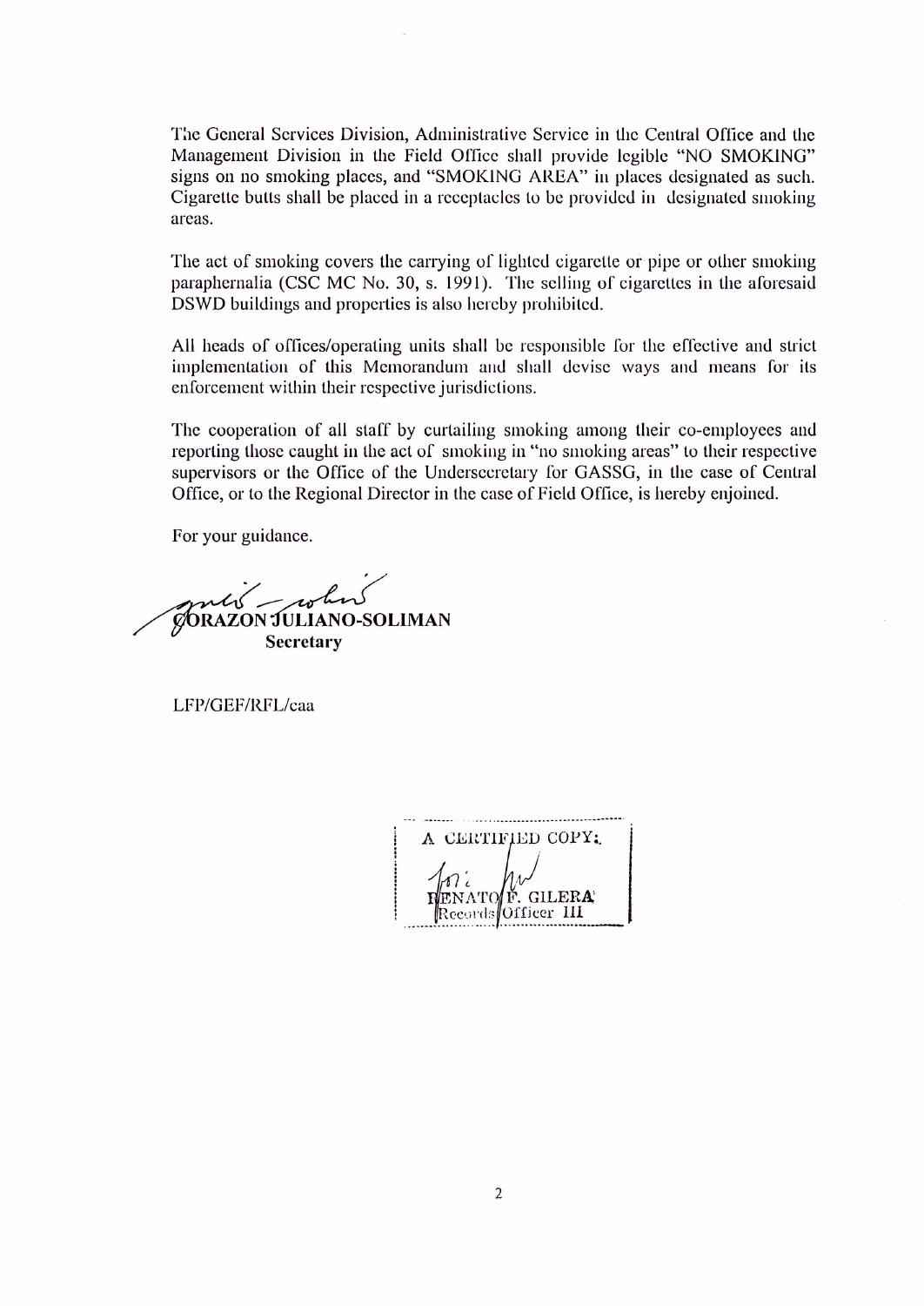The General Services Division, Administrative Service in the Central Office and the Management Division in the Field Office shall provide legible "NO SMOKING" signs on no smoking places, and "SMOKING AREA" in places designated as such. Cigarette butts shall be placed in a receptacles to be provided in designated smoking areas.

The act of smoking covers the carrying of lighted cigarette or pipe or other smoking paraphernalia (CSC MC No. 30, s. 1991). The selling of cigarettes in the aforesaid DSWD buildings and properties is also hereby prohibited.

All heads of offices/operating units shall be responsible for the effective and strict implementation of this Memorandum and shall devise ways and means for its enforcement within their respective jurisdictions.

The cooperation of all staff by curtailing smoking among their co-employees and reporting those caught in the act of smoking in "no smoking areas" to their respective supervisors or the Office of the Undersecretary for GASSG, in the case of Central Office, or to the Regional Director in the case of Field Office, is hereby enjoined.

For your guidance.

**CORAZON JULIANO-SOLIMAN**
**Secretary**

LFP/GEF/RFL/caa

A CERTIFIED COPY:
RENATO F. GILERA
Records Officer III